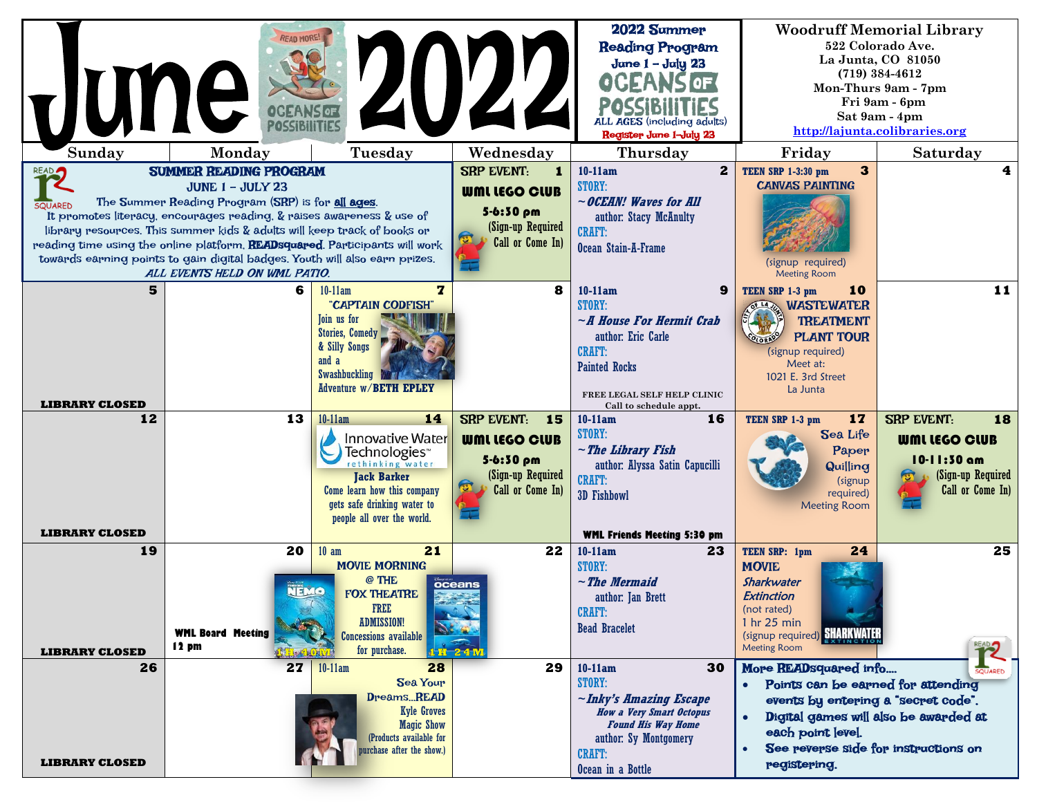# June 2022

## 2022 Summer Reading Program
June 1 – July 23
OCEANS OF POSSIBILITIES
ALL AGES (including adults)
Register June 1–July 23

**Woodruff Memorial Library**
522 Colorado Ave.
La Junta, CO 81050
(719) 384-4612
Mon-Thurs 9am - 7pm
Fri 9am - 6pm
Sat 9am - 4pm
http://lajunta.colibraries.org

| Sunday | Monday | Tuesday | Wednesday | Thursday | Friday | Saturday |
|---|---|---|---|---|---|---|
| **SUMMER READING PROGRAM** JUNE 1 – JULY 23 — The Summer Reading Program (SRP) is for **all ages**. It promotes literacy, encourages reading, & raises awareness & use of library resources. This summer kids & adults will keep track of books or reading time using the online platform, **READsquared**. Participants will work towards earning points to gain digital badges. Youth will also earn prizes. *ALL EVENTS HELD ON WML PATIO.* | | | **1** SRP EVENT: WML LEGO CLUB 5-6:30 pm (Sign-up Required Call or Come In) | **2** 10-11am STORY: *~OCEAN! Waves for All* author: Stacy McAnulty CRAFT: Ocean Stain-A-Frame | **3** TEEN SRP 1-3:30 pm CANVAS PAINTING (signup required) Meeting Room | **4** |
| **5** LIBRARY CLOSED | **6** | **7** 10-11am "CAPTAIN CODFISH" Join us for Stories, Comedy & Silly Songs and a Swashbuckling Adventure w/**BETH EPLEY** | **8** | **9** 10-11am STORY: *~A House For Hermit Crab* author: Eric Carle CRAFT: Painted Rocks — FREE LEGAL SELF HELP CLINIC Call to schedule appt. | **10** TEEN SRP 1-3 pm WASTEWATER TREATMENT PLANT TOUR (signup required) Meet at: 1021 E. 3rd Street La Junta | **11** |
| **12** LIBRARY CLOSED | **13** | **14** 10-11am Innovative Water Technologies — rethinking water — **Jack Barker** Come learn how this company gets safe drinking water to people all over the world. | **15** SRP EVENT: WML LEGO CLUB 5-6:30 pm (Sign-up Required Call or Come In) | **16** 10-11am STORY: *~The Library Fish* author: Alyssa Satin Capucilli CRAFT: 3D Fishbowl — **WML Friends Meeting 5:30 pm** | **17** TEEN SRP 1-3 pm Sea Life Paper Quilling (signup required) Meeting Room | **18** SRP EVENT: WML LEGO CLUB 10-11:30 am (Sign-up Required Call or Come In) |
| **19** LIBRARY CLOSED | **20** **WML Board Meeting 12 pm** — 1H 40M | **21** 10 am MOVIE MORNING @ THE FOX THEATRE FREE ADMISSION! Concessions available for purchase. — 1H 24M | **22** | **23** 10-11am STORY: *~The Mermaid* author: Jan Brett CRAFT: Bead Bracelet | **24** TEEN SRP: 1pm MOVIE *Sharkwater Extinction* (not rated) 1 hr 25 min (signup required) Meeting Room | **25** |
| **26** LIBRARY CLOSED | **27** | **28** 10-11am Sea Your Dreams...READ Kyle Groves Magic Show (Products available for purchase after the show.) | **29** | **30** 10-11am STORY: *~Inky's Amazing Escape* *How a Very Smart Octopus Found His Way Home* author: Sy Montgomery CRAFT: Ocean in a Bottle | **More READsquared info....** • Points can be earned for attending events by entering a "secret code". • Digital games will also be awarded at each point level. • See reverse side for instructions on registering. | |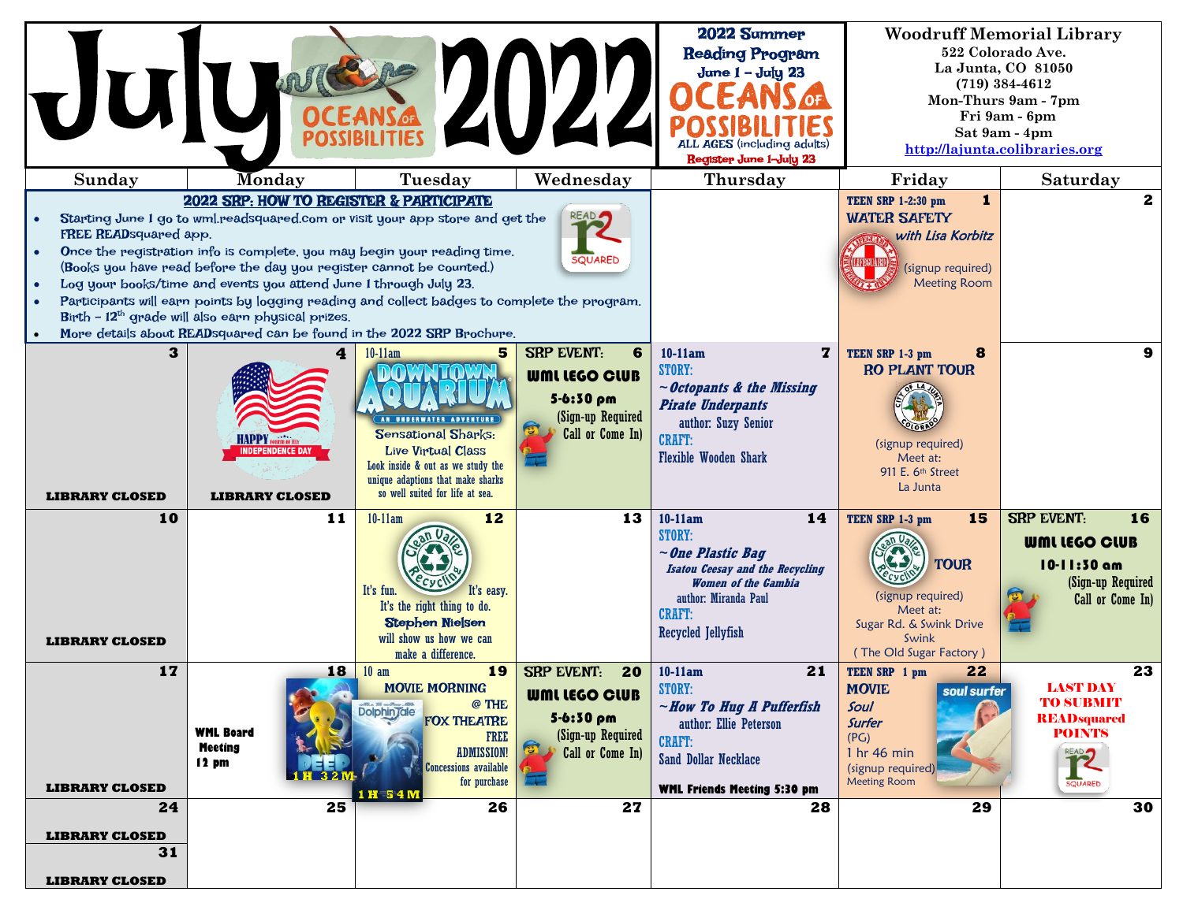# July 2022

**2022 Summer Reading Program**
June 1 – July 23
OCEANS OF POSSIBILITIES
ALL AGES (including adults)
Register June 1–July 23

**Woodruff Memorial Library**
522 Colorado Ave.
La Junta, CO 81050
(719) 384-4612
Mon-Thurs 9am - 7pm
Fri 9am - 6pm
Sat 9am - 4pm
http://lajunta.colibraries.org

## 2022 SRP: HOW TO REGISTER & PARTICIPATE

- Starting June 1 go to wml.readsquared.com or visit your app store and get the FREE READsquared app.
- Once the registration info is complete, you may begin your reading time. (Books you have read before the day you register cannot be counted.)
- Log your books/time and events you attend June 1 through July 23.
- Participants will earn points by logging reading and collect badges to complete the program. Birth – 12th grade will also earn physical prizes.
- More details about READsquared can be found in the 2022 SRP Brochure.

| Sunday | Monday | Tuesday | Wednesday | Thursday | Friday | Saturday |
|---|---|---|---|---|---|---|
| | | | | | **1** TEEN SRP 1-2:30 pm WATER SAFETY with Lisa Korbitz (signup required) Meeting Room | **2** |
| **3** LIBRARY CLOSED | **4** HAPPY INDEPENDENCE DAY LIBRARY CLOSED | **5** 10-11am DOWNTOWN AQUARIUM An Underwater Adventure. Sensational Sharks: Live Virtual Class. Look inside & out as we study the unique adaptions that make sharks so well suited for life at sea. | **6** SRP EVENT: WML LEGO CLUB 5-6:30 pm (Sign-up Required Call or Come In) | **7** 10-11am STORY: ~*Octopants & the Missing Pirate Underpants* author: Suzy Senior CRAFT: Flexible Wooden Shark | **8** TEEN SRP 1-3 pm RO PLANT TOUR (signup required) Meet at: 911 E. 6th Street La Junta | **9** |
| **10** LIBRARY CLOSED | **11** | **12** 10-11am Clean Valley Recycling. It's fun. It's easy. It's the right thing to do. Stephen Nielsen will show us how we can make a difference. | **13** | **14** 10-11am STORY: ~*One Plastic Bag* *Isatou Ceesay and the Recycling Women of the Gambia* author: Miranda Paul CRAFT: Recycled Jellyfish | **15** TEEN SRP 1-3 pm Clean Valley Recycling TOUR (signup required) Meet at: Sugar Rd. & Swink Drive Swink (The Old Sugar Factory) | **16** SRP EVENT: WML LEGO CLUB 10-11:30 am (Sign-up Required Call or Come In) |
| **17** LIBRARY CLOSED | **18** WML Board Meeting 12 pm | **19** 10 am MOVIE MORNING @ THE FOX THEATRE FREE ADMISSION! Concessions available for purchase. DEEP 1 H 32 M; Dolphin Tale 1 H 54 M | **20** SRP EVENT: WML LEGO CLUB 5-6:30 pm (Sign-up Required Call or Come In) | **21** 10-11am STORY: ~*How To Hug A Pufferfish* author: Ellie Peterson CRAFT: Sand Dollar Necklace. WML Friends Meeting 5:30 pm | **22** TEEN SRP 1 pm MOVIE *Soul Surfer* (PG) 1 hr 46 min (signup required) Meeting Room | **23** LAST DAY TO SUBMIT READsquared POINTS |
| **24** LIBRARY CLOSED / **31** LIBRARY CLOSED | **25** | **26** | **27** | **28** | **29** | **30** |